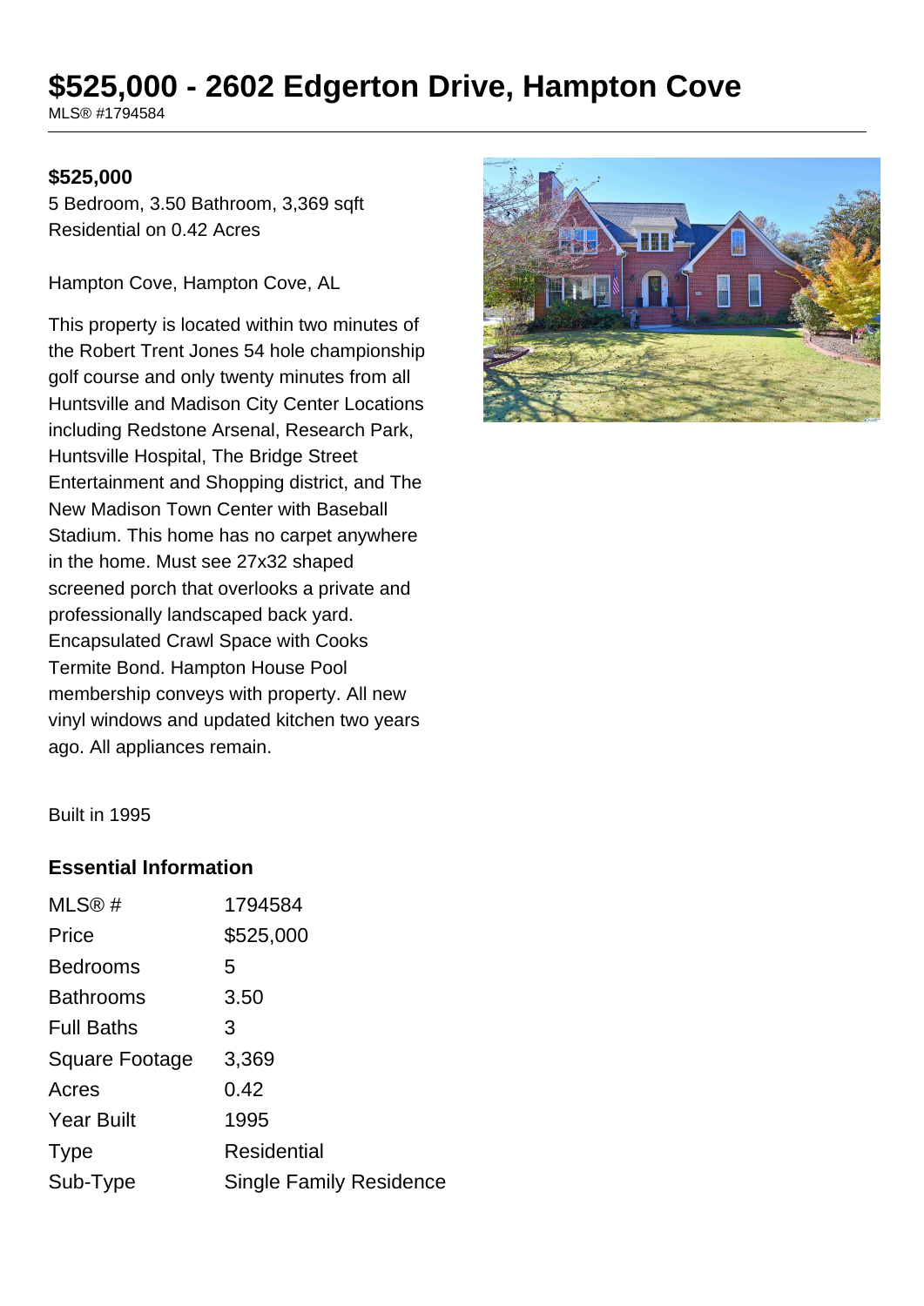# $525,000 - 2602 Edgerton Drive, Hampton Cove

MLS® #1794584

**$525,000**

5 Bedroom, 3.50 Bathroom, 3,369 sqft
Residential on 0.42 Acres

Hampton Cove, Hampton Cove, AL

This property is located within two minutes of the Robert Trent Jones 54 hole championship golf course and only twenty minutes from all Huntsville and Madison City Center Locations including Redstone Arsenal, Research Park, Huntsville Hospital, The Bridge Street Entertainment and Shopping district, and The New Madison Town Center with Baseball Stadium. This home has no carpet anywhere in the home. Must see 27x32 shaped screened porch that overlooks a private and professionally landscaped back yard. Encapsulated Crawl Space with Cooks Termite Bond. Hampton House Pool membership conveys with property. All new vinyl windows and updated kitchen two years ago. All appliances remain.

Built in 1995

## Essential Information

| | |
|---|---|
| MLS® # | 1794584 |
| Price | $525,000 |
| Bedrooms | 5 |
| Bathrooms | 3.50 |
| Full Baths | 3 |
| Square Footage | 3,369 |
| Acres | 0.42 |
| Year Built | 1995 |
| Type | Residential |
| Sub-Type | Single Family Residence |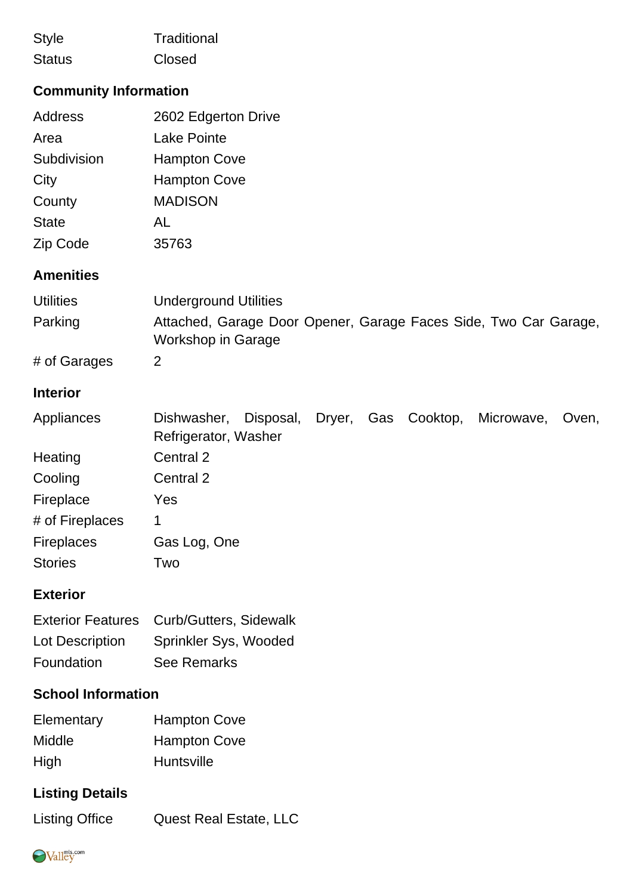| | |
|---|---|
| Style | Traditional |
| Status | Closed |

## Community Information

| | |
|---|---|
| Address | 2602 Edgerton Drive |
| Area | Lake Pointe |
| Subdivision | Hampton Cove |
| City | Hampton Cove |
| County | MADISON |
| State | AL |
| Zip Code | 35763 |

## Amenities

| | |
|---|---|
| Utilities | Underground Utilities |
| Parking | Attached, Garage Door Opener, Garage Faces Side, Two Car Garage, Workshop in Garage |
| # of Garages | 2 |

## Interior

| | |
|---|---|
| Appliances | Dishwasher, Disposal, Dryer, Gas Cooktop, Microwave, Oven, Refrigerator, Washer |
| Heating | Central 2 |
| Cooling | Central 2 |
| Fireplace | Yes |
| # of Fireplaces | 1 |
| Fireplaces | Gas Log, One |
| Stories | Two |

## Exterior

| | |
|---|---|
| Exterior Features | Curb/Gutters, Sidewalk |
| Lot Description | Sprinkler Sys, Wooded |
| Foundation | See Remarks |

## School Information

| | |
|---|---|
| Elementary | Hampton Cove |
| Middle | Hampton Cove |
| High | Huntsville |

## Listing Details

| | |
|---|---|
| Listing Office | Quest Real Estate, LLC |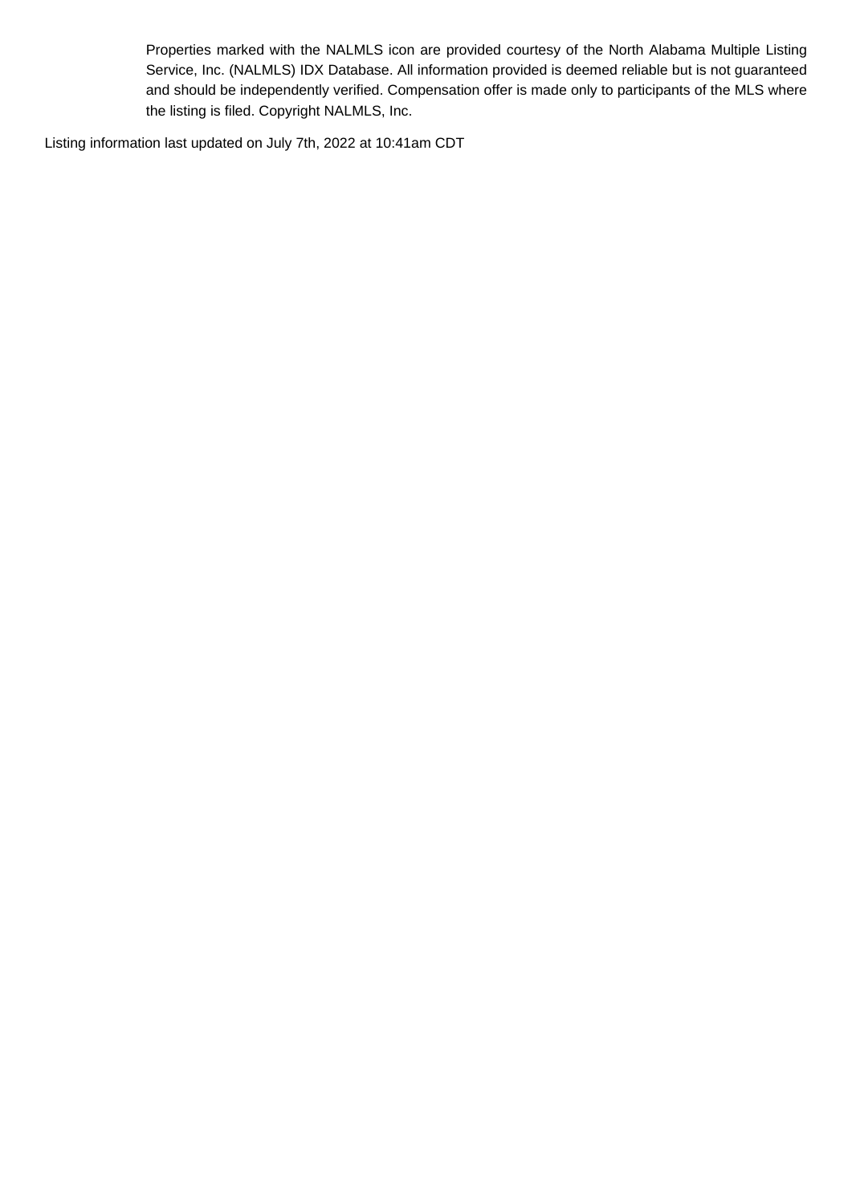Properties marked with the NALMLS icon are provided courtesy of the North Alabama Multiple Listing Service, Inc. (NALMLS) IDX Database. All information provided is deemed reliable but is not guaranteed and should be independently verified. Compensation offer is made only to participants of the MLS where the listing is filed. Copyright NALMLS, Inc.

Listing information last updated on July 7th, 2022 at 10:41am CDT